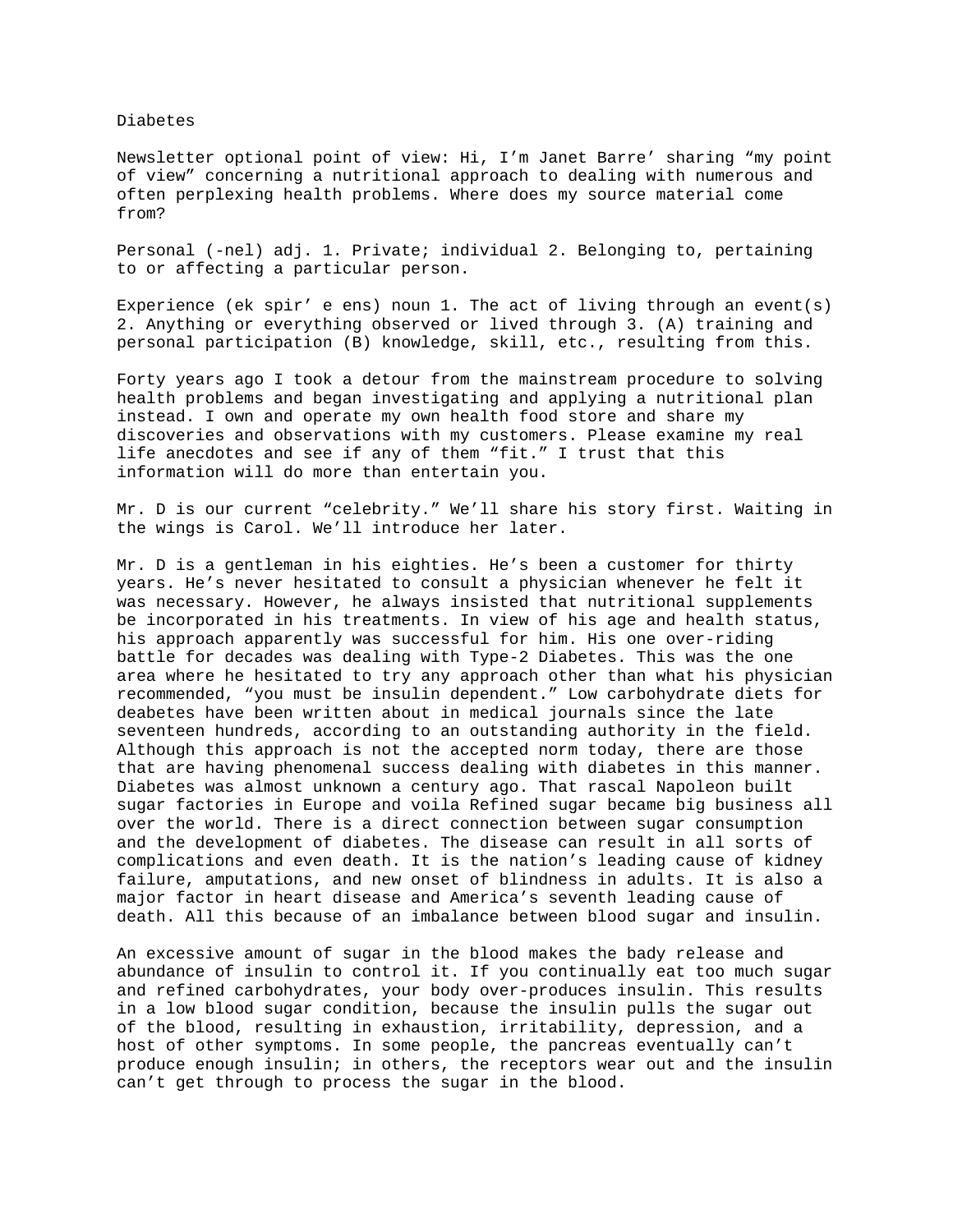Diabetes

Newsletter optional point of view: Hi, I'm Janet Barre' sharing "my point of view" concerning a nutritional approach to dealing with numerous and often perplexing health problems. Where does my source material come from?

Personal (-nel) adj. 1. Private; individual 2. Belonging to, pertaining to or affecting a particular person.

Experience (ek spir' e ens) noun 1. The act of living through an event(s) 2. Anything or everything observed or lived through 3. (A) training and personal participation (B) knowledge, skill, etc., resulting from this.

Forty years ago I took a detour from the mainstream procedure to solving health problems and began investigating and applying a nutritional plan instead. I own and operate my own health food store and share my discoveries and observations with my customers. Please examine my real life anecdotes and see if any of them "fit." I trust that this information will do more than entertain you.

Mr. D is our current "celebrity." We'll share his story first. Waiting in the wings is Carol. We'll introduce her later.

Mr. D is a gentleman in his eighties. He's been a customer for thirty years. He's never hesitated to consult a physician whenever he felt it was necessary. However, he always insisted that nutritional supplements be incorporated in his treatments. In view of his age and health status, his approach apparently was successful for him. His one over-riding battle for decades was dealing with Type-2 Diabetes. This was the one area where he hesitated to try any approach other than what his physician recommended, "you must be insulin dependent." Low carbohydrate diets for deabetes have been written about in medical journals since the late seventeen hundreds, according to an outstanding authority in the field. Although this approach is not the accepted norm today, there are those that are having phenomenal success dealing with diabetes in this manner. Diabetes was almost unknown a century ago. That rascal Napoleon built sugar factories in Europe and voila Refined sugar became big business all over the world. There is a direct connection between sugar consumption and the development of diabetes. The disease can result in all sorts of complications and even death. It is the nation's leading cause of kidney failure, amputations, and new onset of blindness in adults. It is also a major factor in heart disease and America's seventh leading cause of death. All this because of an imbalance between blood sugar and insulin.

An excessive amount of sugar in the blood makes the bady release and abundance of insulin to control it. If you continually eat too much sugar and refined carbohydrates, your body over-produces insulin. This results in a low blood sugar condition, because the insulin pulls the sugar out of the blood, resulting in exhaustion, irritability, depression, and a host of other symptoms. In some people, the pancreas eventually can't produce enough insulin; in others, the receptors wear out and the insulin can't get through to process the sugar in the blood.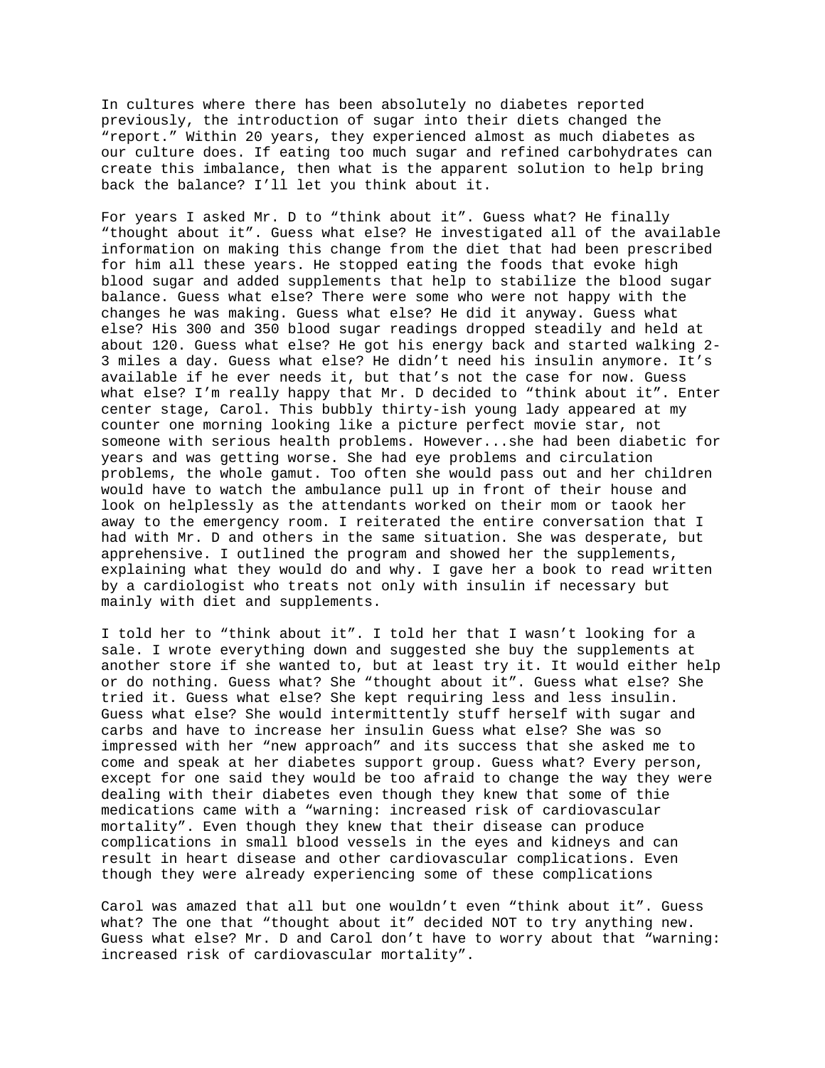In cultures where there has been absolutely no diabetes reported previously, the introduction of sugar into their diets changed the "report." Within 20 years, they experienced almost as much diabetes as our culture does. If eating too much sugar and refined carbohydrates can create this imbalance, then what is the apparent solution to help bring back the balance? I'll let you think about it.

For years I asked Mr. D to "think about it". Guess what? He finally "thought about it". Guess what else? He investigated all of the available information on making this change from the diet that had been prescribed for him all these years. He stopped eating the foods that evoke high blood sugar and added supplements that help to stabilize the blood sugar balance. Guess what else? There were some who were not happy with the changes he was making. Guess what else? He did it anyway. Guess what else? His 300 and 350 blood sugar readings dropped steadily and held at about 120. Guess what else? He got his energy back and started walking 2-3 miles a day. Guess what else? He didn't need his insulin anymore. It's available if he ever needs it, but that's not the case for now. Guess what else? I'm really happy that Mr. D decided to "think about it". Enter center stage, Carol. This bubbly thirty-ish young lady appeared at my counter one morning looking like a picture perfect movie star, not someone with serious health problems. However...she had been diabetic for years and was getting worse. She had eye problems and circulation problems, the whole gamut. Too often she would pass out and her children would have to watch the ambulance pull up in front of their house and look on helplessly as the attendants worked on their mom or taook her away to the emergency room. I reiterated the entire conversation that I had with Mr. D and others in the same situation. She was desperate, but apprehensive. I outlined the program and showed her the supplements, explaining what they would do and why. I gave her a book to read written by a cardiologist who treats not only with insulin if necessary but mainly with diet and supplements.

I told her to "think about it". I told her that I wasn't looking for a sale. I wrote everything down and suggested she buy the supplements at another store if she wanted to, but at least try it. It would either help or do nothing. Guess what? She "thought about it". Guess what else? She tried it. Guess what else? She kept requiring less and less insulin. Guess what else? She would intermittently stuff herself with sugar and carbs and have to increase her insulin Guess what else? She was so impressed with her "new approach" and its success that she asked me to come and speak at her diabetes support group. Guess what? Every person, except for one said they would be too afraid to change the way they were dealing with their diabetes even though they knew that some of thie medications came with a "warning: increased risk of cardiovascular mortality". Even though they knew that their disease can produce complications in small blood vessels in the eyes and kidneys and can result in heart disease and other cardiovascular complications. Even though they were already experiencing some of these complications

Carol was amazed that all but one wouldn't even "think about it". Guess what? The one that "thought about it" decided NOT to try anything new. Guess what else? Mr. D and Carol don't have to worry about that "warning: increased risk of cardiovascular mortality".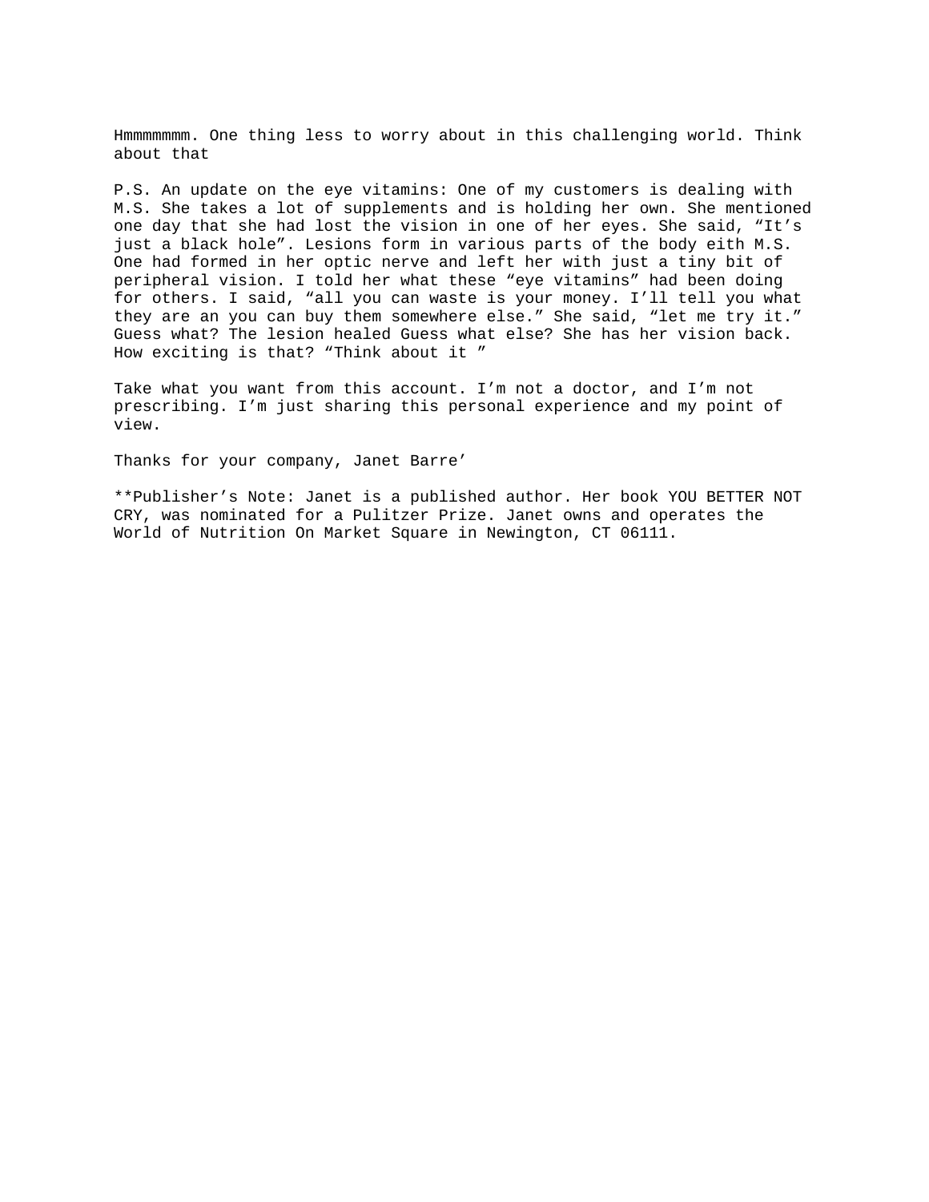Hmmmmmmm. One thing less to worry about in this challenging world. Think about that

P.S. An update on the eye vitamins: One of my customers is dealing with M.S. She takes a lot of supplements and is holding her own. She mentioned one day that she had lost the vision in one of her eyes. She said, "It's just a black hole". Lesions form in various parts of the body eith M.S. One had formed in her optic nerve and left her with just a tiny bit of peripheral vision. I told her what these "eye vitamins" had been doing for others. I said, "all you can waste is your money. I'll tell you what they are an you can buy them somewhere else." She said, "let me try it." Guess what? The lesion healed Guess what else? She has her vision back. How exciting is that? "Think about it "

Take what you want from this account. I'm not a doctor, and I'm not prescribing. I'm just sharing this personal experience and my point of view.

Thanks for your company, Janet Barre'

**Publisher's Note: Janet is a published author. Her book YOU BETTER NOT CRY, was nominated for a Pulitzer Prize. Janet owns and operates the World of Nutrition On Market Square in Newington, CT 06111.